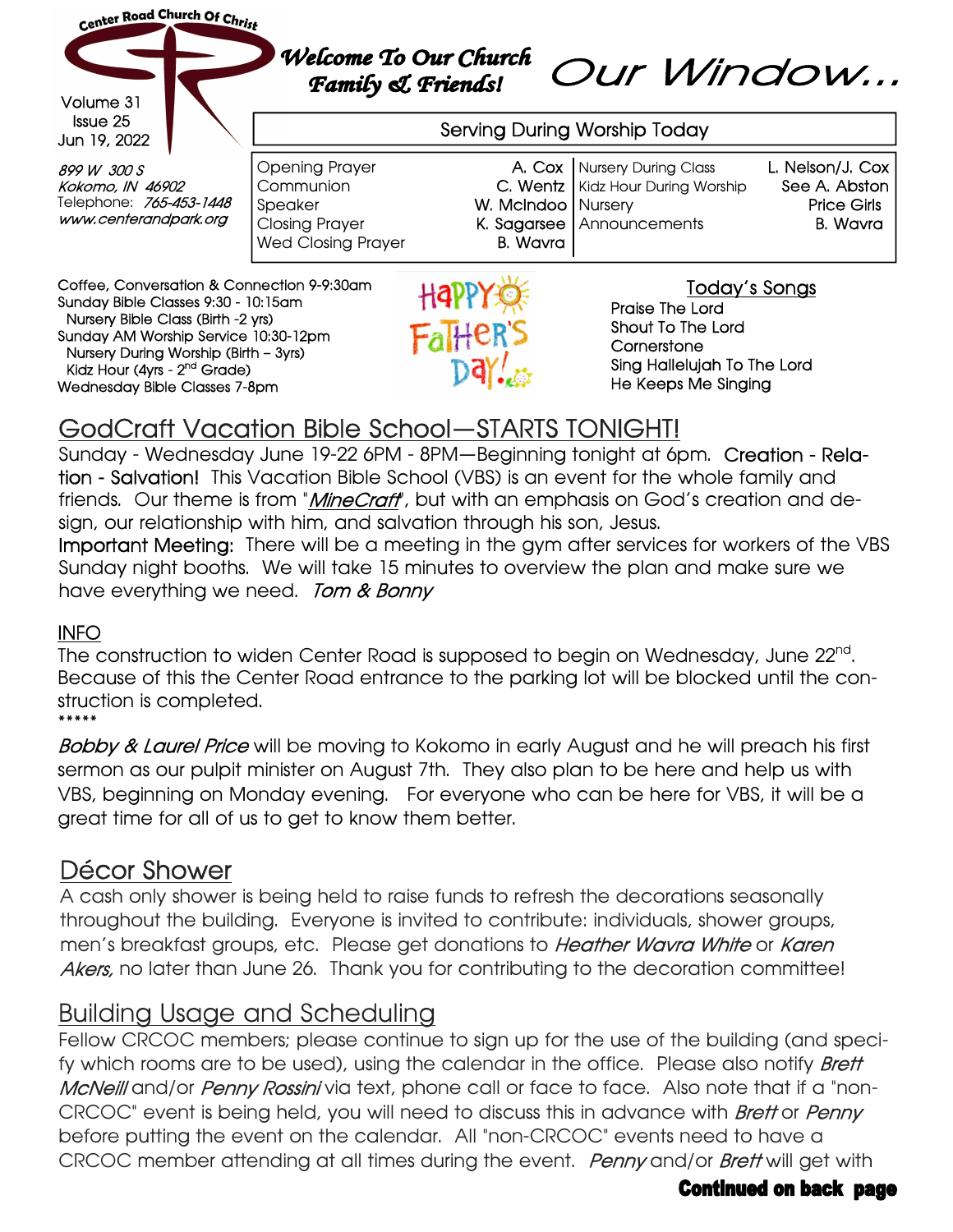Center Road Church Of Christ

Volume 31
Issue 25
Jun 19, 2022

*899 W 300 S*
*Kokomo, IN 46902*
Telephone: *765-453-1448*
*www.centerandpark.org*

# Welcome To Our Church Family & Friends!

# Our Window…

## Serving During Worship Today

| | | | |
|---|---|---|---|
| Opening Prayer | A. Cox | Nursery During Class | L. Nelson/J. Cox |
| Communion | C. Wentz | Kidz Hour During Worship | See A. Abston |
| Speaker | W. McIndoo | Nursery | Price Girls |
| Closing Prayer | K. Sagarsee | Announcements | B. Wavra |
| Wed Closing Prayer | B. Wavra | | |

Coffee, Conversation & Connection 9-9:30am
Sunday Bible Classes 9:30 - 10:15am
  Nursery Bible Class (Birth -2 yrs)
Sunday AM Worship Service 10:30-12pm
  Nursery During Worship (Birth – 3yrs)
  Kidz Hour (4yrs - 2nd Grade)
Wednesday Bible Classes 7-8pm

Happy Father's Day!

**Today's Songs**

Praise The Lord
Shout To The Lord
Cornerstone
Sing Hallelujah To The Lord
He Keeps Me Singing

## GodCraft Vacation Bible School—STARTS TONIGHT!

Sunday - Wednesday June 19-22 6PM - 8PM—Beginning tonight at 6pm. **Creation - Relation - Salvation!** This Vacation Bible School (VBS) is an event for the whole family and friends. Our theme is from "*MineCraft*", but with an emphasis on God's creation and design, our relationship with him, and salvation through his son, Jesus.

**Important Meeting:** There will be a meeting in the gym after services for workers of the VBS Sunday night booths. We will take 15 minutes to overview the plan and make sure we have everything we need. *Tom & Bonny*

## INFO

The construction to widen Center Road is supposed to begin on Wednesday, June 22nd. Because of this the Center Road entrance to the parking lot will be blocked until the construction is completed.

*****

*Bobby & Laurel Price* will be moving to Kokomo in early August and he will preach his first sermon as our pulpit minister on August 7th. They also plan to be here and help us with VBS, beginning on Monday evening. For everyone who can be here for VBS, it will be a great time for all of us to get to know them better.

## Décor Shower

A cash only shower is being held to raise funds to refresh the decorations seasonally throughout the building. Everyone is invited to contribute: individuals, shower groups, men's breakfast groups, etc. Please get donations to *Heather Wavra White* or *Karen Akers,* no later than June 26. Thank you for contributing to the decoration committee!

## Building Usage and Scheduling

Fellow CRCOC members; please continue to sign up for the use of the building (and specify which rooms are to be used), using the calendar in the office. Please also notify *Brett McNeill* and/or *Penny Rossini* via text, phone call or face to face. Also note that if a "non-CRCOC" event is being held, you will need to discuss this in advance with *Brett* or *Penny* before putting the event on the calendar. All "non-CRCOC" events need to have a CRCOC member attending at all times during the event. *Penny* and/or *Brett* will get with

**Continued on back page**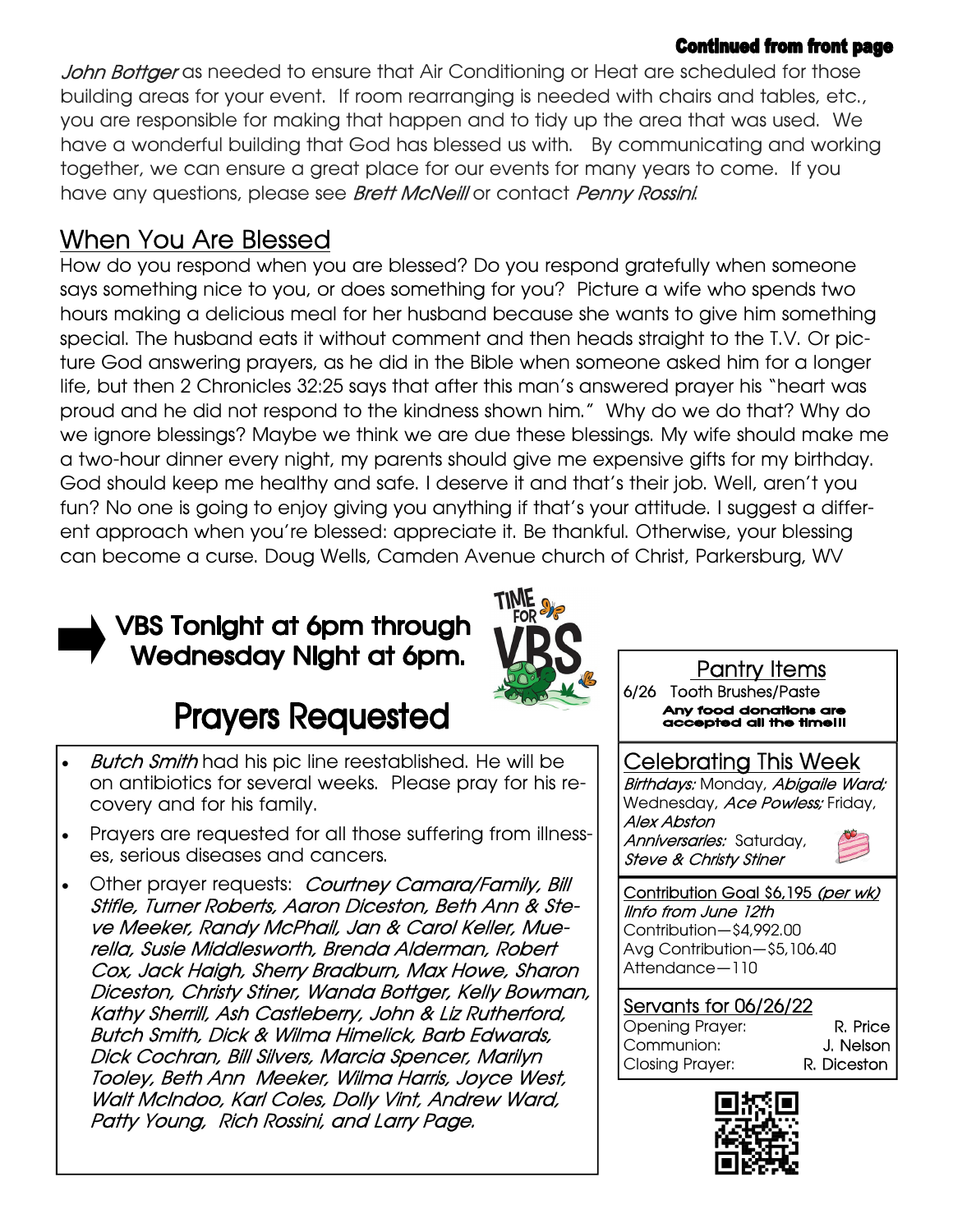**Continued from front page**

*John Bottger* as needed to ensure that Air Conditioning or Heat are scheduled for those building areas for your event. If room rearranging is needed with chairs and tables, etc., you are responsible for making that happen and to tidy up the area that was used. We have a wonderful building that God has blessed us with. By communicating and working together, we can ensure a great place for our events for many years to come. If you have any questions, please see *Brett McNeill* or contact *Penny Rossini*.

## When You Are Blessed

How do you respond when you are blessed? Do you respond gratefully when someone says something nice to you, or does something for you? Picture a wife who spends two hours making a delicious meal for her husband because she wants to give him something special. The husband eats it without comment and then heads straight to the T.V. Or picture God answering prayers, as he did in the Bible when someone asked him for a longer life, but then 2 Chronicles 32:25 says that after this man's answered prayer his "heart was proud and he did not respond to the kindness shown him." Why do we do that? Why do we ignore blessings? Maybe we think we are due these blessings. My wife should make me a two-hour dinner every night, my parents should give me expensive gifts for my birthday. God should keep me healthy and safe. I deserve it and that's their job. Well, aren't you fun? No one is going to enjoy giving you anything if that's your attitude. I suggest a different approach when you're blessed: appreciate it. Be thankful. Otherwise, your blessing can become a curse. Doug Wells, Camden Avenue church of Christ, Parkersburg, WV

**VBS Tonight at 6pm through Wednesday Night at 6pm.**

TIME FOR VBS

# Prayers Requested

- *Butch Smith* had his pic line reestablished. He will be on antibiotics for several weeks. Please pray for his recovery and for his family.
- Prayers are requested for all those suffering from illnesses, serious diseases and cancers.
- Other prayer requests: *Courtney Camara/Family, Bill Stifle, Turner Roberts, Aaron Diceston, Beth Ann & Steve Meeker, Randy McPhail, Jan & Carol Keller, Muerella, Susie Middlesworth, Brenda Alderman, Robert Cox, Jack Haigh, Sherry Bradburn, Max Howe, Sharon Diceston, Christy Stiner, Wanda Bottger, Kelly Bowman, Kathy Sherrill, Ash Castleberry, John & Liz Rutherford, Butch Smith, Dick & Wilma Himelick, Barb Edwards, Dick Cochran, Bill Silvers, Marcia Spencer, Marilyn Tooley, Beth Ann Meeker, Wilma Harris, Joyce West, Walt McIndoo, Karl Coles, Dolly Vint, Andrew Ward, Patty Young, Rich Rossini, and Larry Page.*

## Pantry Items

6/26 Tooth Brushes/Paste

**Any food donations are accepted all the time!!!**

## Celebrating This Week

*Birthdays:* Monday, *Abigaile Ward;* Wednesday, *Ace Powless;* Friday, *Alex Abston*

*Anniversaries:* Saturday, *Steve & Christy Stiner*

## Contribution Goal $6,195 *(per wk)*

*Info from June 12th*

Contribution—$4,992.00

Avg Contribution—$5,106.40

Attendance—110

## Servants for 06/26/22

| | |
|---|---|
| Opening Prayer: | R. Price |
| Communion: | J. Nelson |
| Closing Prayer: | R. Diceston |